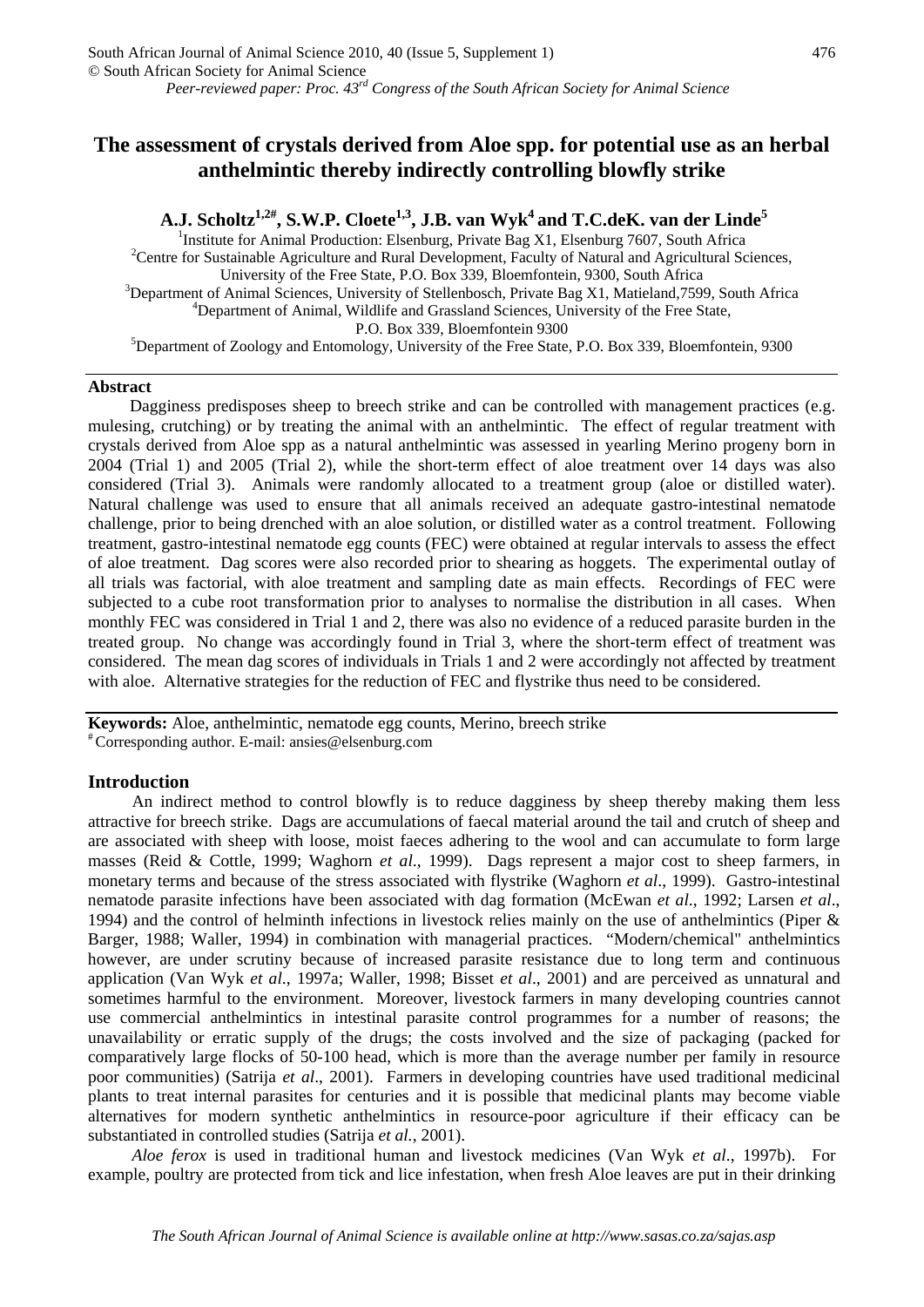*Peer-reviewed paper: Proc. 43rd Congress of the South African Society for Animal Science*

# The assessment of crystals derived from Aloe spp. for potential use as an herbal anthelmintic thereby indirectly controlling blowfly strike

**A.J. Scholtz[1,2#], S.W.P. Cloete[1,3], J.B. van Wyk[4] and T.C.deK. van der Linde[5]**

[1]Institute for Animal Production: Elsenburg, Private Bag X1, Elsenburg 7607, South Africa
[2]Centre for Sustainable Agriculture and Rural Development, Faculty of Natural and Agricultural Sciences, University of the Free State, P.O. Box 339, Bloemfontein, 9300, South Africa
[3]Department of Animal Sciences, University of Stellenbosch, Private Bag X1, Matieland,7599, South Africa
[4]Department of Animal, Wildlife and Grassland Sciences, University of the Free State, P.O. Box 339, Bloemfontein 9300
[5]Department of Zoology and Entomology, University of the Free State, P.O. Box 339, Bloemfontein, 9300

## Abstract

Dagginess predisposes sheep to breech strike and can be controlled with management practices (e.g. mulesing, crutching) or by treating the animal with an anthelmintic. The effect of regular treatment with crystals derived from Aloe spp as a natural anthelmintic was assessed in yearling Merino progeny born in 2004 (Trial 1) and 2005 (Trial 2), while the short-term effect of aloe treatment over 14 days was also considered (Trial 3). Animals were randomly allocated to a treatment group (aloe or distilled water). Natural challenge was used to ensure that all animals received an adequate gastro-intestinal nematode challenge, prior to being drenched with an aloe solution, or distilled water as a control treatment. Following treatment, gastro-intestinal nematode egg counts (FEC) were obtained at regular intervals to assess the effect of aloe treatment. Dag scores were also recorded prior to shearing as hoggets. The experimental outlay of all trials was factorial, with aloe treatment and sampling date as main effects. Recordings of FEC were subjected to a cube root transformation prior to analyses to normalise the distribution in all cases. When monthly FEC was considered in Trial 1 and 2, there was also no evidence of a reduced parasite burden in the treated group. No change was accordingly found in Trial 3, where the short-term effect of treatment was considered. The mean dag scores of individuals in Trials 1 and 2 were accordingly not affected by treatment with aloe. Alternative strategies for the reduction of FEC and flystrike thus need to be considered.

**Keywords:** Aloe, anthelmintic, nematode egg counts, Merino, breech strike
[#] Corresponding author. E-mail: ansies@elsenburg.com

## Introduction

An indirect method to control blowfly is to reduce dagginess by sheep thereby making them less attractive for breech strike. Dags are accumulations of faecal material around the tail and crutch of sheep and are associated with sheep with loose, moist faeces adhering to the wool and can accumulate to form large masses (Reid & Cottle, 1999; Waghorn *et al*., 1999). Dags represent a major cost to sheep farmers, in monetary terms and because of the stress associated with flystrike (Waghorn *et al*., 1999). Gastro-intestinal nematode parasite infections have been associated with dag formation (McEwan *et al*., 1992; Larsen *et al*., 1994) and the control of helminth infections in livestock relies mainly on the use of anthelmintics (Piper & Barger, 1988; Waller, 1994) in combination with managerial practices. "Modern/chemical" anthelmintics however, are under scrutiny because of increased parasite resistance due to long term and continuous application (Van Wyk *et al*., 1997a; Waller, 1998; Bisset *et al*., 2001) and are perceived as unnatural and sometimes harmful to the environment. Moreover, livestock farmers in many developing countries cannot use commercial anthelmintics in intestinal parasite control programmes for a number of reasons; the unavailability or erratic supply of the drugs; the costs involved and the size of packaging (packed for comparatively large flocks of 50-100 head, which is more than the average number per family in resource poor communities) (Satrija *et al*., 2001). Farmers in developing countries have used traditional medicinal plants to treat internal parasites for centuries and it is possible that medicinal plants may become viable alternatives for modern synthetic anthelmintics in resource-poor agriculture if their efficacy can be substantiated in controlled studies (Satrija *et al.*, 2001).

*Aloe ferox* is used in traditional human and livestock medicines (Van Wyk *et al*., 1997b). For example, poultry are protected from tick and lice infestation, when fresh Aloe leaves are put in their drinking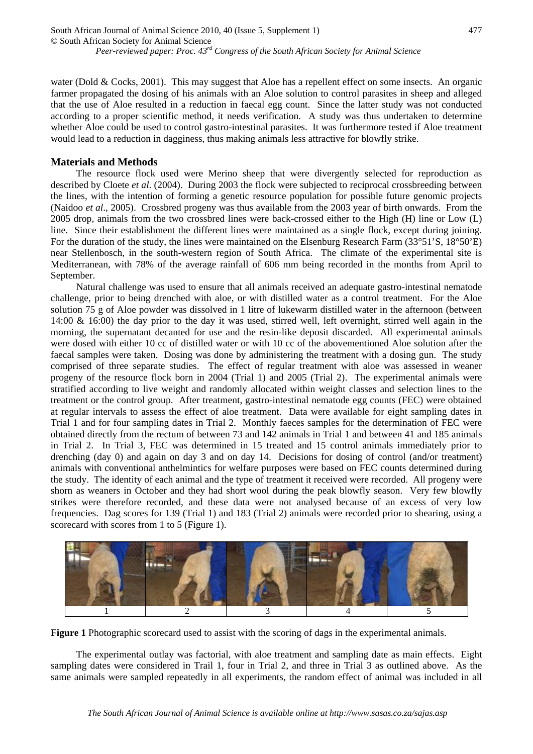water (Dold & Cocks, 2001). This may suggest that Aloe has a repellent effect on some insects. An organic farmer propagated the dosing of his animals with an Aloe solution to control parasites in sheep and alleged that the use of Aloe resulted in a reduction in faecal egg count. Since the latter study was not conducted according to a proper scientific method, it needs verification. A study was thus undertaken to determine whether Aloe could be used to control gastro-intestinal parasites. It was furthermore tested if Aloe treatment would lead to a reduction in dagginess, thus making animals less attractive for blowfly strike.

## Materials and Methods

The resource flock used were Merino sheep that were divergently selected for reproduction as described by Cloete *et al*. (2004). During 2003 the flock were subjected to reciprocal crossbreeding between the lines, with the intention of forming a genetic resource population for possible future genomic projects (Naidoo *et al*., 2005). Crossbred progeny was thus available from the 2003 year of birth onwards. From the 2005 drop, animals from the two crossbred lines were back-crossed either to the High (H) line or Low (L) line. Since their establishment the different lines were maintained as a single flock, except during joining. For the duration of the study, the lines were maintained on the Elsenburg Research Farm (33°51'S, 18°50'E) near Stellenbosch, in the south-western region of South Africa. The climate of the experimental site is Mediterranean, with 78% of the average rainfall of 606 mm being recorded in the months from April to September.

Natural challenge was used to ensure that all animals received an adequate gastro-intestinal nematode challenge, prior to being drenched with aloe, or with distilled water as a control treatment. For the Aloe solution 75 g of Aloe powder was dissolved in 1 litre of lukewarm distilled water in the afternoon (between 14:00 & 16:00) the day prior to the day it was used, stirred well, left overnight, stirred well again in the morning, the supernatant decanted for use and the resin-like deposit discarded. All experimental animals were dosed with either 10 cc of distilled water or with 10 cc of the abovementioned Aloe solution after the faecal samples were taken. Dosing was done by administering the treatment with a dosing gun. The study comprised of three separate studies. The effect of regular treatment with aloe was assessed in weaner progeny of the resource flock born in 2004 (Trial 1) and 2005 (Trial 2). The experimental animals were stratified according to live weight and randomly allocated within weight classes and selection lines to the treatment or the control group. After treatment, gastro-intestinal nematode egg counts (FEC) were obtained at regular intervals to assess the effect of aloe treatment. Data were available for eight sampling dates in Trial 1 and for four sampling dates in Trial 2. Monthly faeces samples for the determination of FEC were obtained directly from the rectum of between 73 and 142 animals in Trial 1 and between 41 and 185 animals in Trial 2. In Trial 3, FEC was determined in 15 treated and 15 control animals immediately prior to drenching (day 0) and again on day 3 and on day 14. Decisions for dosing of control (and/or treatment) animals with conventional anthelmintics for welfare purposes were based on FEC counts determined during the study. The identity of each animal and the type of treatment it received were recorded. All progeny were shorn as weaners in October and they had short wool during the peak blowfly season. Very few blowfly strikes were therefore recorded, and these data were not analysed because of an excess of very low frequencies. Dag scores for 139 (Trial 1) and 183 (Trial 2) animals were recorded prior to shearing, using a scorecard with scores from 1 to 5 (Figure 1).

| 1 | 2 | 3 | 4 | 5 |
|---|---|---|---|---|

**Figure 1** Photographic scorecard used to assist with the scoring of dags in the experimental animals.

The experimental outlay was factorial, with aloe treatment and sampling date as main effects. Eight sampling dates were considered in Trail 1, four in Trial 2, and three in Trial 3 as outlined above. As the same animals were sampled repeatedly in all experiments, the random effect of animal was included in all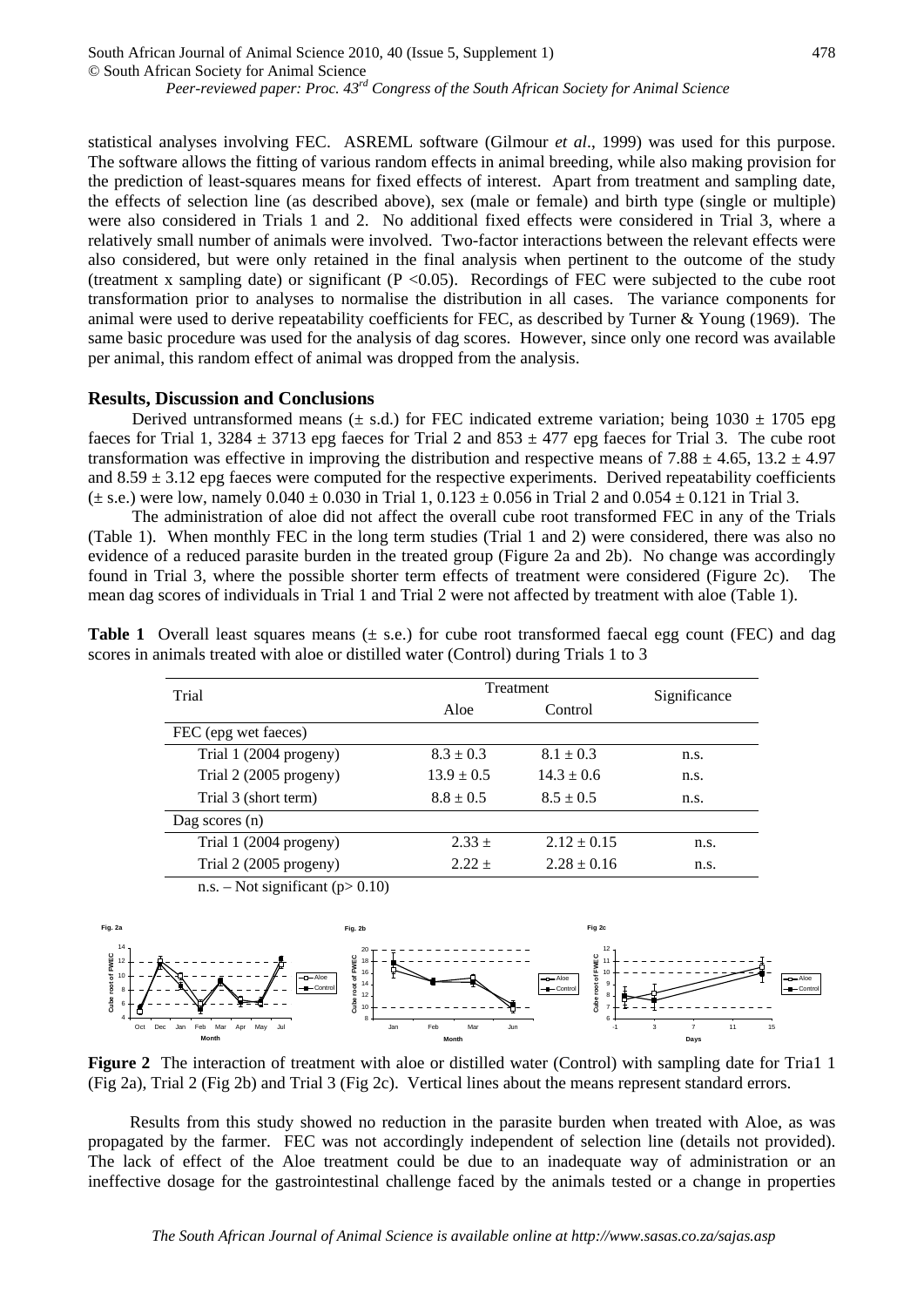statistical analyses involving FEC. ASREML software (Gilmour *et al*., 1999) was used for this purpose. The software allows the fitting of various random effects in animal breeding, while also making provision for the prediction of least-squares means for fixed effects of interest. Apart from treatment and sampling date, the effects of selection line (as described above), sex (male or female) and birth type (single or multiple) were also considered in Trials 1 and 2. No additional fixed effects were considered in Trial 3, where a relatively small number of animals were involved. Two-factor interactions between the relevant effects were also considered, but were only retained in the final analysis when pertinent to the outcome of the study (treatment x sampling date) or significant ($P < 0.05$). Recordings of FEC were subjected to the cube root transformation prior to analyses to normalise the distribution in all cases. The variance components for animal were used to derive repeatability coefficients for FEC, as described by Turner & Young (1969). The same basic procedure was used for the analysis of dag scores. However, since only one record was available per animal, this random effect of animal was dropped from the analysis.

## Results, Discussion and Conclusions

Derived untransformed means (± s.d.) for FEC indicated extreme variation; being 1030 ± 1705 epg faeces for Trial 1, 3284 ± 3713 epg faeces for Trial 2 and 853 ± 477 epg faeces for Trial 3. The cube root transformation was effective in improving the distribution and respective means of 7.88 ± 4.65, 13.2 ± 4.97 and 8.59 ± 3.12 epg faeces were computed for the respective experiments. Derived repeatability coefficients (± s.e.) were low, namely 0.040 ± 0.030 in Trial 1, 0.123 ± 0.056 in Trial 2 and 0.054 ± 0.121 in Trial 3.

The administration of aloe did not affect the overall cube root transformed FEC in any of the Trials (Table 1). When monthly FEC in the long term studies (Trial 1 and 2) were considered, there was also no evidence of a reduced parasite burden in the treated group (Figure 2a and 2b). No change was accordingly found in Trial 3, where the possible shorter term effects of treatment were considered (Figure 2c). The mean dag scores of individuals in Trial 1 and Trial 2 were not affected by treatment with aloe (Table 1).

**Table 1** Overall least squares means (± s.e.) for cube root transformed faecal egg count (FEC) and dag scores in animals treated with aloe or distilled water (Control) during Trials 1 to 3

| Trial | Treatment | | Significance |
|---|---|---|---|
| | Aloe | Control | |
| FEC (epg wet faeces) | | | |
| Trial 1 (2004 progeny) | 8.3 ± 0.3 | 8.1 ± 0.3 | n.s. |
| Trial 2 (2005 progeny) | 13.9 ± 0.5 | 14.3 ± 0.6 | n.s. |
| Trial 3 (short term) | 8.8 ± 0.5 | 8.5 ± 0.5 | n.s. |
| Dag scores (n) | | | |
| Trial 1 (2004 progeny) | 2.33 ± | 2.12 ± 0.15 | n.s. |
| Trial 2 (2005 progeny) | 2.22 ± | 2.28 ± 0.16 | n.s. |

n.s. – Not significant ($p > 0.10$)

**Figure 2** The interaction of treatment with aloe or distilled water (Control) with sampling date for Tria1 1 (Fig 2a), Trial 2 (Fig 2b) and Trial 3 (Fig 2c). Vertical lines about the means represent standard errors.

Results from this study showed no reduction in the parasite burden when treated with Aloe, as was propagated by the farmer. FEC was not accordingly independent of selection line (details not provided). The lack of effect of the Aloe treatment could be due to an inadequate way of administration or an ineffective dosage for the gastrointestinal challenge faced by the animals tested or a change in properties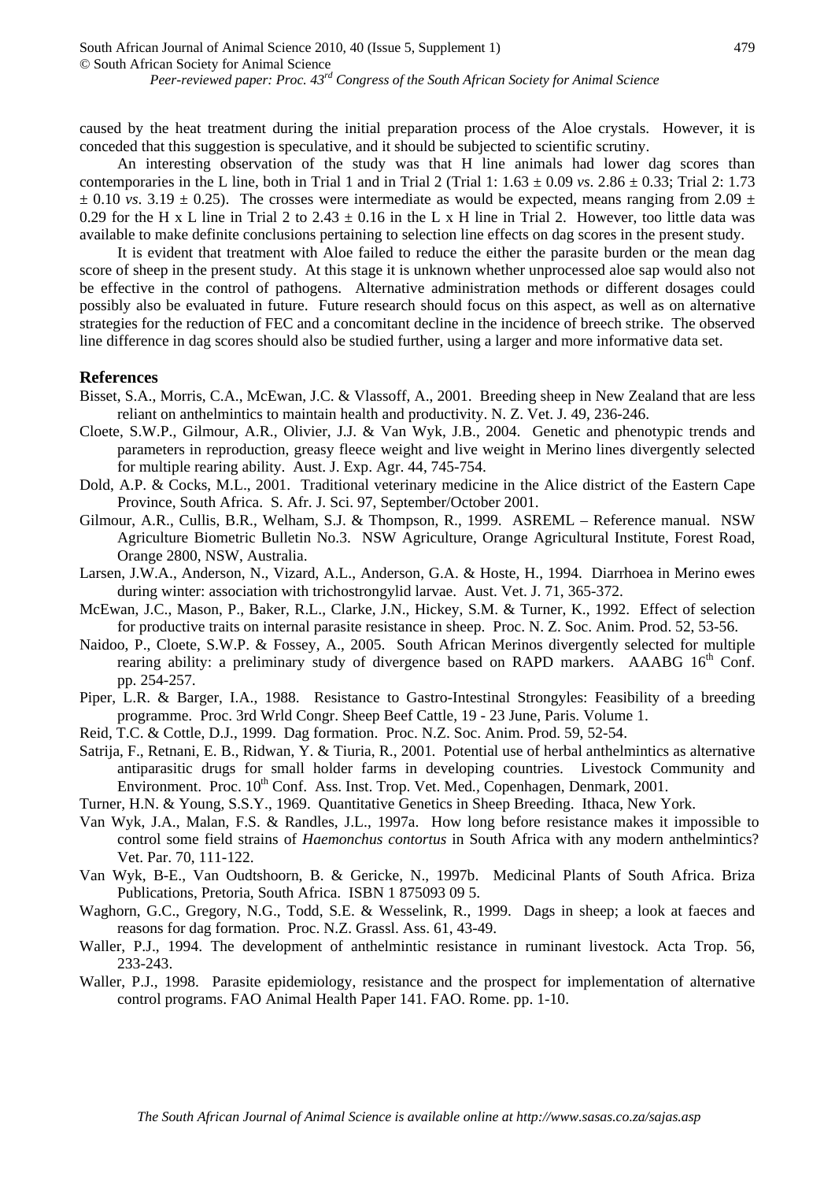caused by the heat treatment during the initial preparation process of the Aloe crystals. However, it is conceded that this suggestion is speculative, and it should be subjected to scientific scrutiny.

An interesting observation of the study was that H line animals had lower dag scores than contemporaries in the L line, both in Trial 1 and in Trial 2 (Trial 1: 1.63 ± 0.09 *vs*. 2.86 ± 0.33; Trial 2: 1.73 ± 0.10 *vs*. 3.19 ± 0.25). The crosses were intermediate as would be expected, means ranging from 2.09 ± 0.29 for the H x L line in Trial 2 to 2.43 ± 0.16 in the L x H line in Trial 2. However, too little data was available to make definite conclusions pertaining to selection line effects on dag scores in the present study.

It is evident that treatment with Aloe failed to reduce the either the parasite burden or the mean dag score of sheep in the present study. At this stage it is unknown whether unprocessed aloe sap would also not be effective in the control of pathogens. Alternative administration methods or different dosages could possibly also be evaluated in future. Future research should focus on this aspect, as well as on alternative strategies for the reduction of FEC and a concomitant decline in the incidence of breech strike. The observed line difference in dag scores should also be studied further, using a larger and more informative data set.

## References

Bisset, S.A., Morris, C.A., McEwan, J.C. & Vlassoff, A., 2001. Breeding sheep in New Zealand that are less reliant on anthelmintics to maintain health and productivity. N. Z. Vet. J. 49, 236-246.

Cloete, S.W.P., Gilmour, A.R., Olivier, J.J. & Van Wyk, J.B., 2004. Genetic and phenotypic trends and parameters in reproduction, greasy fleece weight and live weight in Merino lines divergently selected for multiple rearing ability. Aust. J. Exp. Agr. 44, 745-754.

Dold, A.P. & Cocks, M.L., 2001. Traditional veterinary medicine in the Alice district of the Eastern Cape Province, South Africa. S. Afr. J. Sci. 97, September/October 2001.

Gilmour, A.R., Cullis, B.R., Welham, S.J. & Thompson, R., 1999. ASREML – Reference manual. NSW Agriculture Biometric Bulletin No.3. NSW Agriculture, Orange Agricultural Institute, Forest Road, Orange 2800, NSW, Australia.

Larsen, J.W.A., Anderson, N., Vizard, A.L., Anderson, G.A. & Hoste, H., 1994. Diarrhoea in Merino ewes during winter: association with trichostrongylid larvae. Aust. Vet. J. 71, 365-372.

McEwan, J.C., Mason, P., Baker, R.L., Clarke, J.N., Hickey, S.M. & Turner, K., 1992. Effect of selection for productive traits on internal parasite resistance in sheep. Proc. N. Z. Soc. Anim. Prod. 52, 53-56.

Naidoo, P., Cloete, S.W.P. & Fossey, A., 2005. South African Merinos divergently selected for multiple rearing ability: a preliminary study of divergence based on RAPD markers. AAABG 16th Conf. pp. 254-257.

Piper, L.R. & Barger, I.A., 1988. Resistance to Gastro-Intestinal Strongyles: Feasibility of a breeding programme. Proc. 3rd Wrld Congr. Sheep Beef Cattle, 19 - 23 June, Paris. Volume 1.

Reid, T.C. & Cottle, D.J., 1999. Dag formation. Proc. N.Z. Soc. Anim. Prod. 59, 52-54.

Satrija, F., Retnani, E. B., Ridwan, Y. & Tiuria, R., 2001. Potential use of herbal anthelmintics as alternative antiparasitic drugs for small holder farms in developing countries. Livestock Community and Environment. Proc. 10th Conf. Ass. Inst. Trop. Vet. Med., Copenhagen, Denmark, 2001.

Turner, H.N. & Young, S.S.Y., 1969. Quantitative Genetics in Sheep Breeding. Ithaca, New York.

Van Wyk, J.A., Malan, F.S. & Randles, J.L., 1997a. How long before resistance makes it impossible to control some field strains of *Haemonchus contortus* in South Africa with any modern anthelmintics? Vet. Par. 70, 111-122.

Van Wyk, B-E., Van Oudtshoorn, B. & Gericke, N., 1997b. Medicinal Plants of South Africa. Briza Publications, Pretoria, South Africa. ISBN 1 875093 09 5.

Waghorn, G.C., Gregory, N.G., Todd, S.E. & Wesselink, R., 1999. Dags in sheep; a look at faeces and reasons for dag formation. Proc. N.Z. Grassl. Ass. 61, 43-49.

Waller, P.J., 1994. The development of anthelmintic resistance in ruminant livestock. Acta Trop. 56, 233-243.

Waller, P.J., 1998. Parasite epidemiology, resistance and the prospect for implementation of alternative control programs. FAO Animal Health Paper 141. FAO. Rome. pp. 1-10.